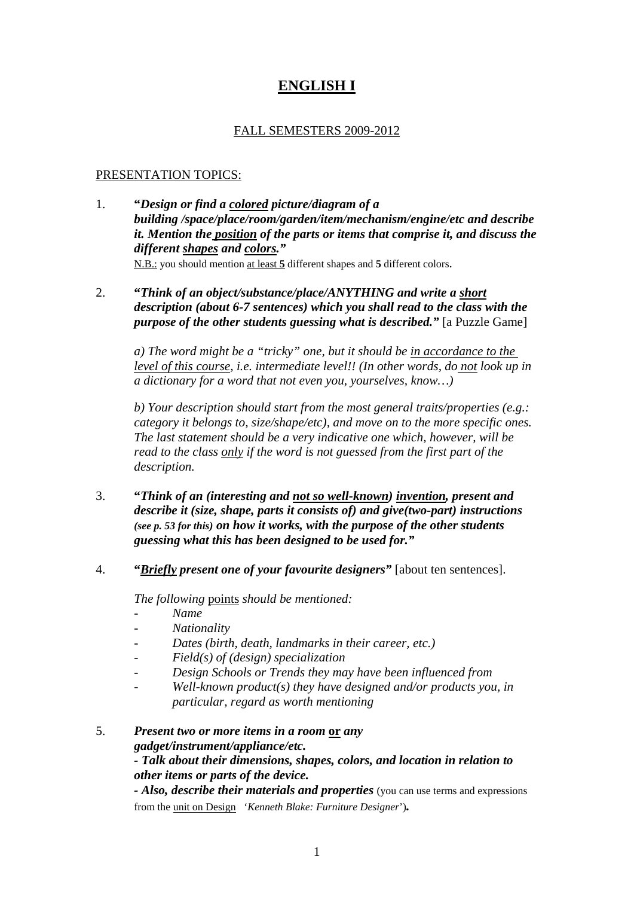# ENGLISH I

## FALL SEMESTERS 2009-2012

PRESENTATION TOPICS:

1. ***"Design or find a colored picture/diagram of a building /space/place/room/garden/item/mechanism/engine/etc and describe it. Mention the position of the parts or items that comprise it, and discuss the different shapes and colors."***

   N.B.: you should mention at least **5** different shapes and **5** different colors.

2. ***"Think of an object/substance/place/ANYTHING and write a short description (about 6-7 sentences) which you shall read to the class with the purpose of the other students guessing what is described."*** [a Puzzle Game]

   *a) The word might be a "tricky" one, but it should be in accordance to the level of this course, i.e. intermediate level!! (In other words, do not look up in a dictionary for a word that not even you, yourselves, know…)*

   *b) Your description should start from the most general traits/properties (e.g.: category it belongs to, size/shape/etc), and move on to the more specific ones. The last statement should be a very indicative one which, however, will be read to the class only if the word is not guessed from the first part of the description.*

3. ***"Think of an (interesting and not so well-known) invention, present and describe it (size, shape, parts it consists of) and give(two-part) instructions*** ***(see p. 53 for this)*** ***on how it works, with the purpose of the other students guessing what this has been designed to be used for."***

4. ***"Briefly present one of your favourite designers"*** [about ten sentences].

   *The following* points *should be mentioned:*

   - *Name*
   - *Nationality*
   - *Dates (birth, death, landmarks in their career, etc.)*
   - *Field(s) of (design) specialization*
   - *Design Schools or Trends they may have been influenced from*
   - *Well-known product(s) they have designed and/or products you, in particular, regard as worth mentioning*

5. ***Present two or more items in a room* or *any gadget/instrument/appliance/etc.***

   ***- Talk about their dimensions, shapes, colors, and location in relation to other items or parts of the device.***

   ***- Also, describe their materials and properties*** (you can use terms and expressions from the unit on Design '*Kenneth Blake: Furniture Designer*')**.**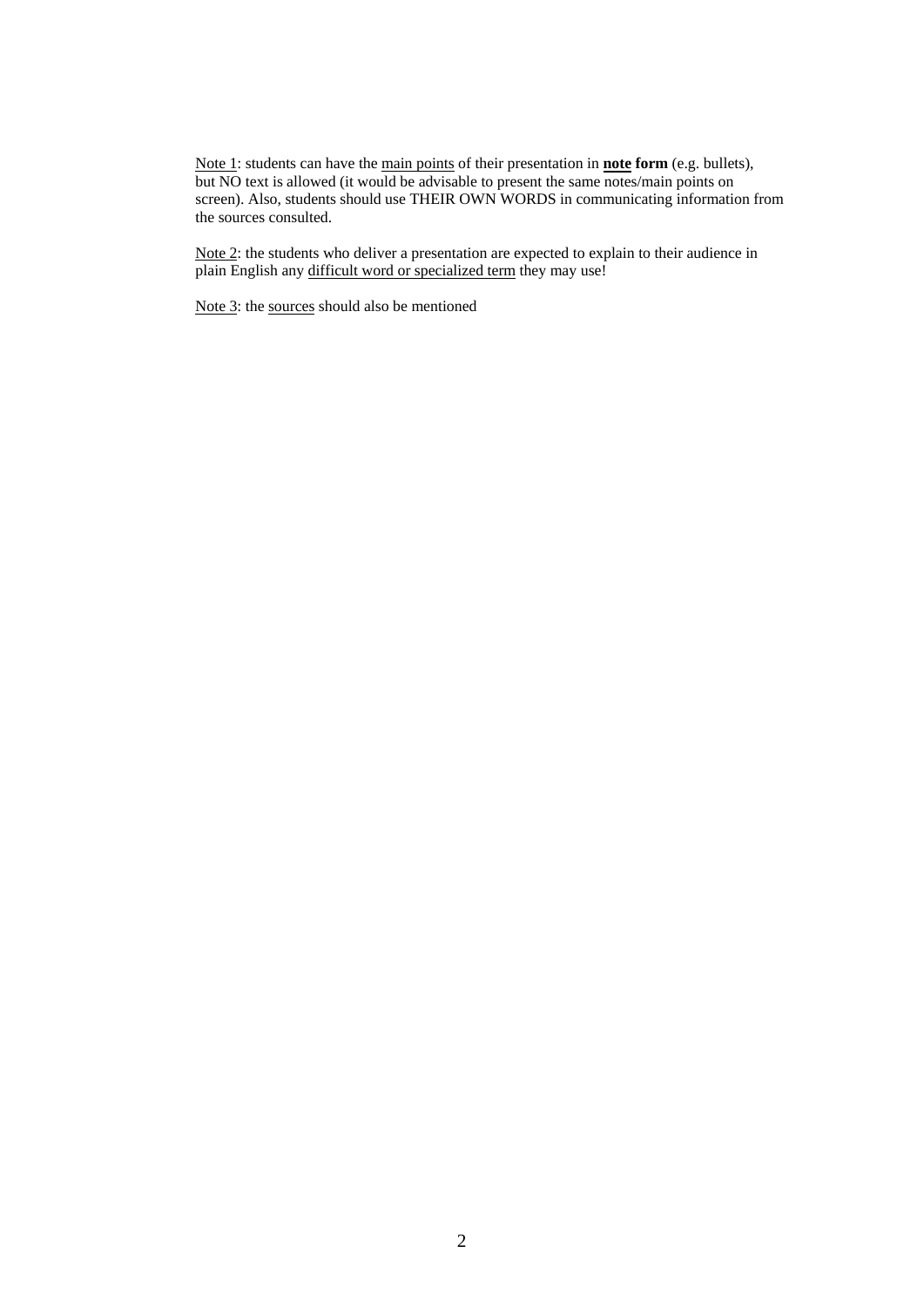Note 1: students can have the main points of their presentation in **note form** (e.g. bullets), but NO text is allowed (it would be advisable to present the same notes/main points on screen). Also, students should use THEIR OWN WORDS in communicating information from the sources consulted.

Note 2: the students who deliver a presentation are expected to explain to their audience in plain English any difficult word or specialized term they may use!

Note 3: the sources should also be mentioned